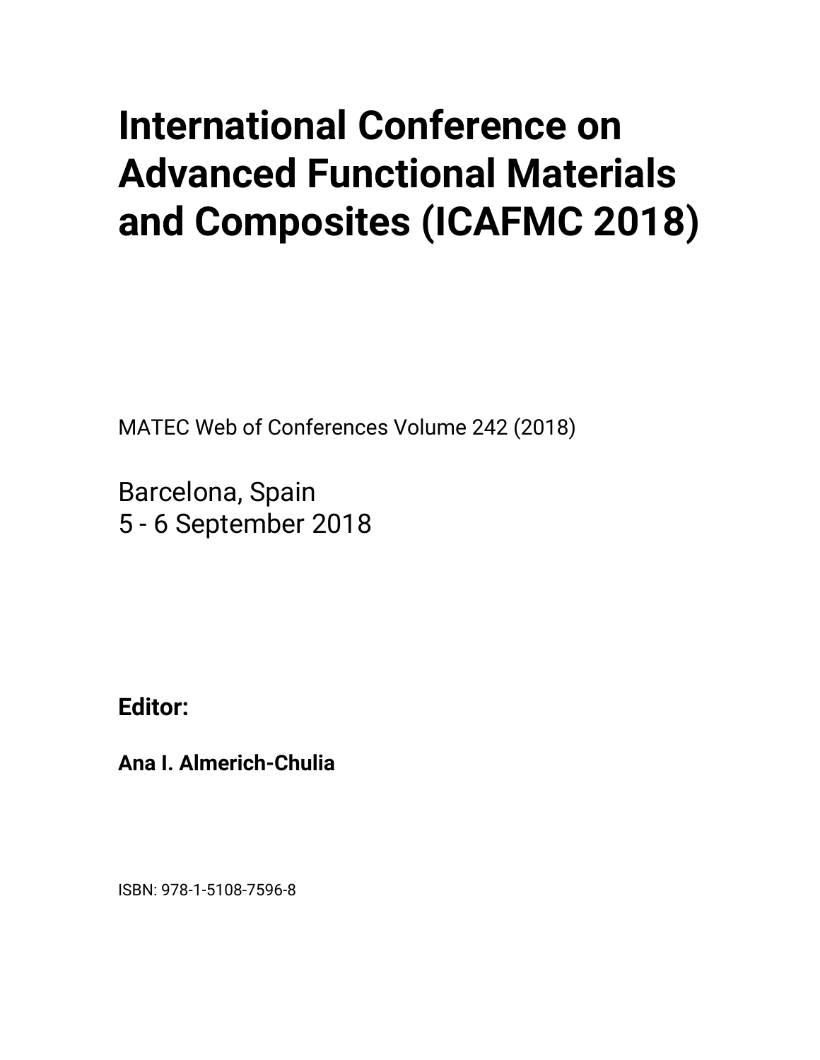# International Conference on Advanced Functional Materials and Composites (ICAFMC 2018)

MATEC Web of Conferences Volume 242 (2018)

Barcelona, Spain
5 - 6 September 2018

**Editor:**

**Ana I. Almerich-Chulia**

ISBN: 978-1-5108-7596-8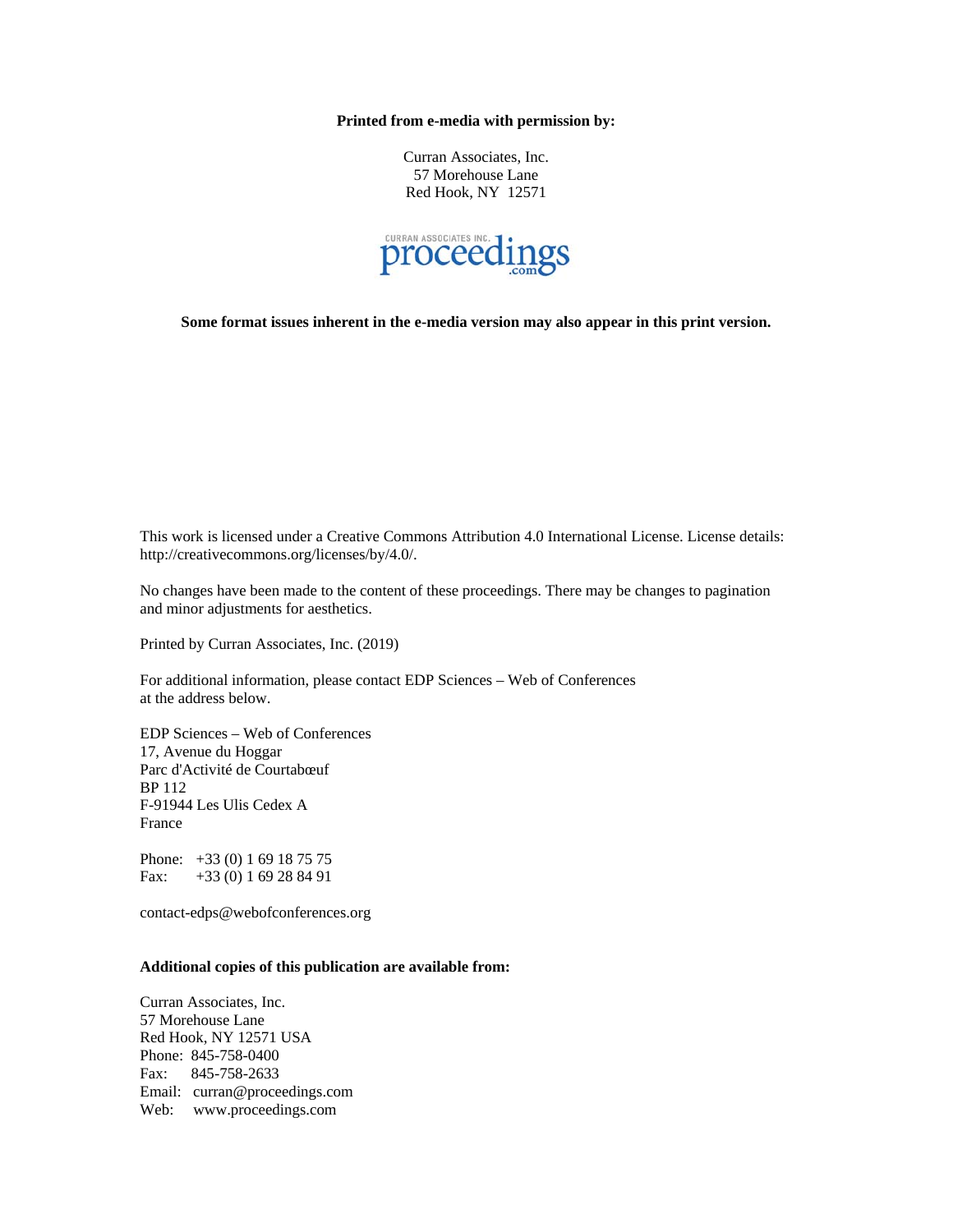**Printed from e-media with permission by:**

Curran Associates, Inc.
57 Morehouse Lane
Red Hook, NY 12571

CURRAN ASSOCIATES INC. proceedings.com

**Some format issues inherent in the e-media version may also appear in this print version.**

This work is licensed under a Creative Commons Attribution 4.0 International License. License details: http://creativecommons.org/licenses/by/4.0/.

No changes have been made to the content of these proceedings. There may be changes to pagination and minor adjustments for aesthetics.

Printed by Curran Associates, Inc. (2019)

For additional information, please contact EDP Sciences – Web of Conferences at the address below.

EDP Sciences – Web of Conferences
17, Avenue du Hoggar
Parc d'Activité de Courtabœuf
BP 112
F-91944 Les Ulis Cedex A
France

Phone: +33 (0) 1 69 18 75 75
Fax: +33 (0) 1 69 28 84 91

contact-edps@webofconferences.org

**Additional copies of this publication are available from:**

Curran Associates, Inc.
57 Morehouse Lane
Red Hook, NY 12571 USA
Phone: 845-758-0400
Fax: 845-758-2633
Email: curran@proceedings.com
Web: www.proceedings.com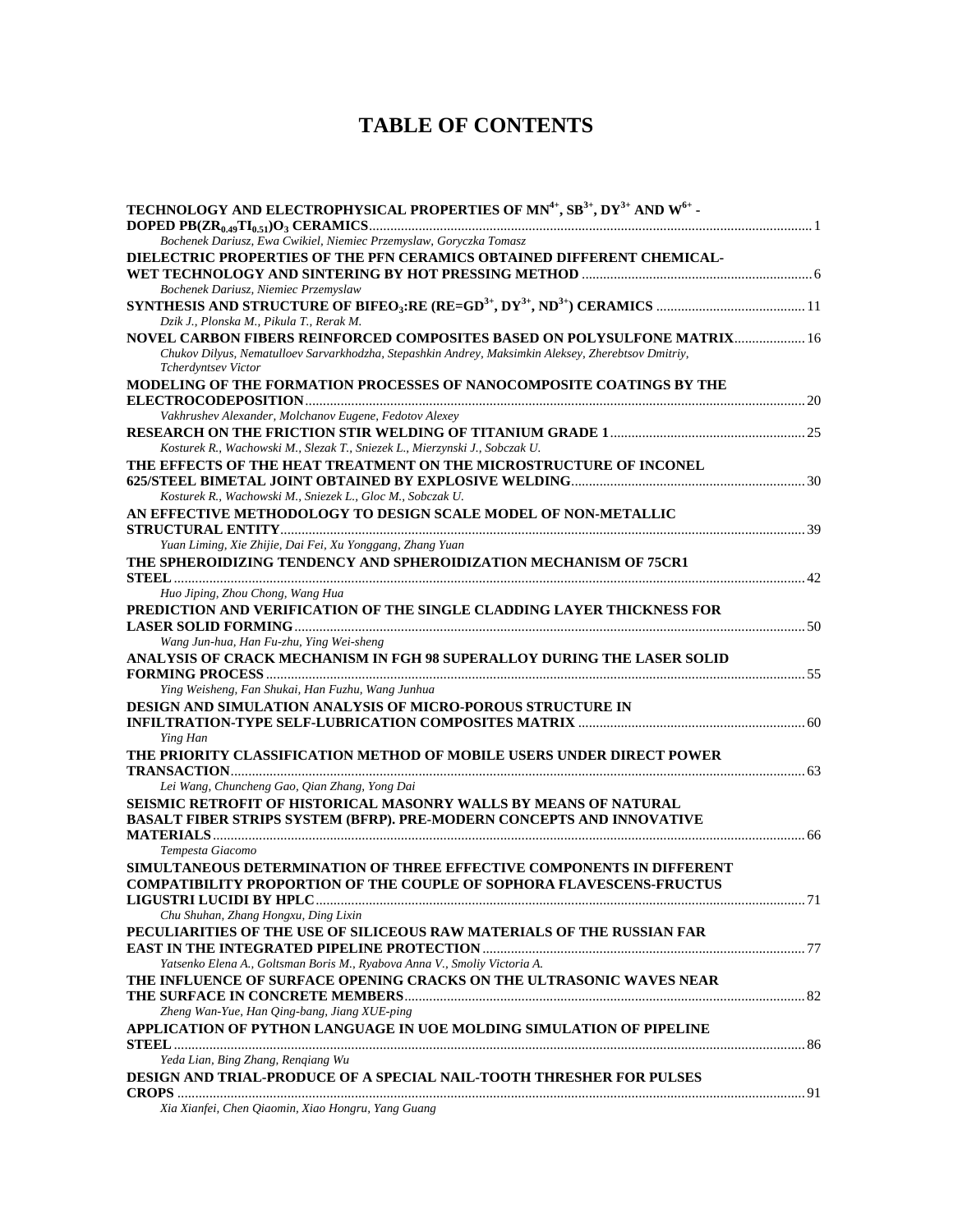# TABLE OF CONTENTS

**TECHNOLOGY AND ELECTROPHYSICAL PROPERTIES OF $MN^{4+}$, $SB^{3+}$, $DY^{3+}$ AND $W^{6+}$ - DOPED $PB(ZR_{0.49}TI_{0.51})O_3$ CERAMICS** ........ 1
*Bochenek Dariusz, Ewa Cwikiel, Niemiec Przemyslaw, Goryczka Tomasz*

**DIELECTRIC PROPERTIES OF THE PFN CERAMICS OBTAINED DIFFERENT CHEMICAL-WET TECHNOLOGY AND SINTERING BY HOT PRESSING METHOD** ........ 6
*Bochenek Dariusz, Niemiec Przemyslaw*

**SYNTHESIS AND STRUCTURE OF $BIFEO_3$:RE (RE=$GD^{3+}$, $DY^{3+}$, $ND^{3+}$) CERAMICS** ........ 11
*Dzik J., Plonska M., Pikula T., Rerak M.*

**NOVEL CARBON FIBERS REINFORCED COMPOSITES BASED ON POLYSULFONE MATRIX** ........ 16
*Chukov Dilyus, Nematulloev Sarvarkhodzha, Stepashkin Andrey, Maksimkin Aleksey, Zherebtsov Dmitriy, Tcherdyntsev Victor*

**MODELING OF THE FORMATION PROCESSES OF NANOCOMPOSITE COATINGS BY THE ELECTROCODEPOSITION** ........ 20
*Vakhrushev Alexander, Molchanov Eugene, Fedotov Alexey*

**RESEARCH ON THE FRICTION STIR WELDING OF TITANIUM GRADE 1** ........ 25
*Kosturek R., Wachowski M., Slezak T., Sniezek L., Mierzynski J., Sobczak U.*

**THE EFFECTS OF THE HEAT TREATMENT ON THE MICROSTRUCTURE OF INCONEL 625/STEEL BIMETAL JOINT OBTAINED BY EXPLOSIVE WELDING** ........ 30
*Kosturek R., Wachowski M., Sniezek L., Gloc M., Sobczak U.*

**AN EFFECTIVE METHODOLOGY TO DESIGN SCALE MODEL OF NON-METALLIC STRUCTURAL ENTITY** ........ 39
*Yuan Liming, Xie Zhijie, Dai Fei, Xu Yonggang, Zhang Yuan*

**THE SPHEROIDIZING TENDENCY AND SPHEROIDIZATION MECHANISM OF 75CR1 STEEL** ........ 42
*Huo Jiping, Zhou Chong, Wang Hua*

**PREDICTION AND VERIFICATION OF THE SINGLE CLADDING LAYER THICKNESS FOR LASER SOLID FORMING** ........ 50
*Wang Jun-hua, Han Fu-zhu, Ying Wei-sheng*

**ANALYSIS OF CRACK MECHANISM IN FGH 98 SUPERALLOY DURING THE LASER SOLID FORMING PROCESS** ........ 55
*Ying Weisheng, Fan Shukai, Han Fuzhu, Wang Junhua*

**DESIGN AND SIMULATION ANALYSIS OF MICRO-POROUS STRUCTURE IN INFILTRATION-TYPE SELF-LUBRICATION COMPOSITES MATRIX** ........ 60
*Ying Han*

**THE PRIORITY CLASSIFICATION METHOD OF MOBILE USERS UNDER DIRECT POWER TRANSACTION** ........ 63
*Lei Wang, Chuncheng Gao, Qian Zhang, Yong Dai*

**SEISMIC RETROFIT OF HISTORICAL MASONRY WALLS BY MEANS OF NATURAL BASALT FIBER STRIPS SYSTEM (BFRP). PRE-MODERN CONCEPTS AND INNOVATIVE MATERIALS** ........ 66
*Tempesta Giacomo*

**SIMULTANEOUS DETERMINATION OF THREE EFFECTIVE COMPONENTS IN DIFFERENT COMPATIBILITY PROPORTION OF THE COUPLE OF SOPHORA FLAVESCENS-FRUCTUS LIGUSTRI LUCIDI BY HPLC** ........ 71
*Chu Shuhan, Zhang Hongxu, Ding Lixin*

**PECULIARITIES OF THE USE OF SILICEOUS RAW MATERIALS OF THE RUSSIAN FAR EAST IN THE INTEGRATED PIPELINE PROTECTION** ........ 77
*Yatsenko Elena A., Goltsman Boris M., Ryabova Anna V., Smoliy Victoria A.*

**THE INFLUENCE OF SURFACE OPENING CRACKS ON THE ULTRASONIC WAVES NEAR THE SURFACE IN CONCRETE MEMBERS** ........ 82
*Zheng Wan-Yue, Han Qing-bang, Jiang XUE-ping*

**APPLICATION OF PYTHON LANGUAGE IN UOE MOLDING SIMULATION OF PIPELINE STEEL** ........ 86
*Yeda Lian, Bing Zhang, Renqiang Wu*

**DESIGN AND TRIAL-PRODUCE OF A SPECIAL NAIL-TOOTH THRESHER FOR PULSES CROPS** ........ 91
*Xia Xianfei, Chen Qiaomin, Xiao Hongru, Yang Guang*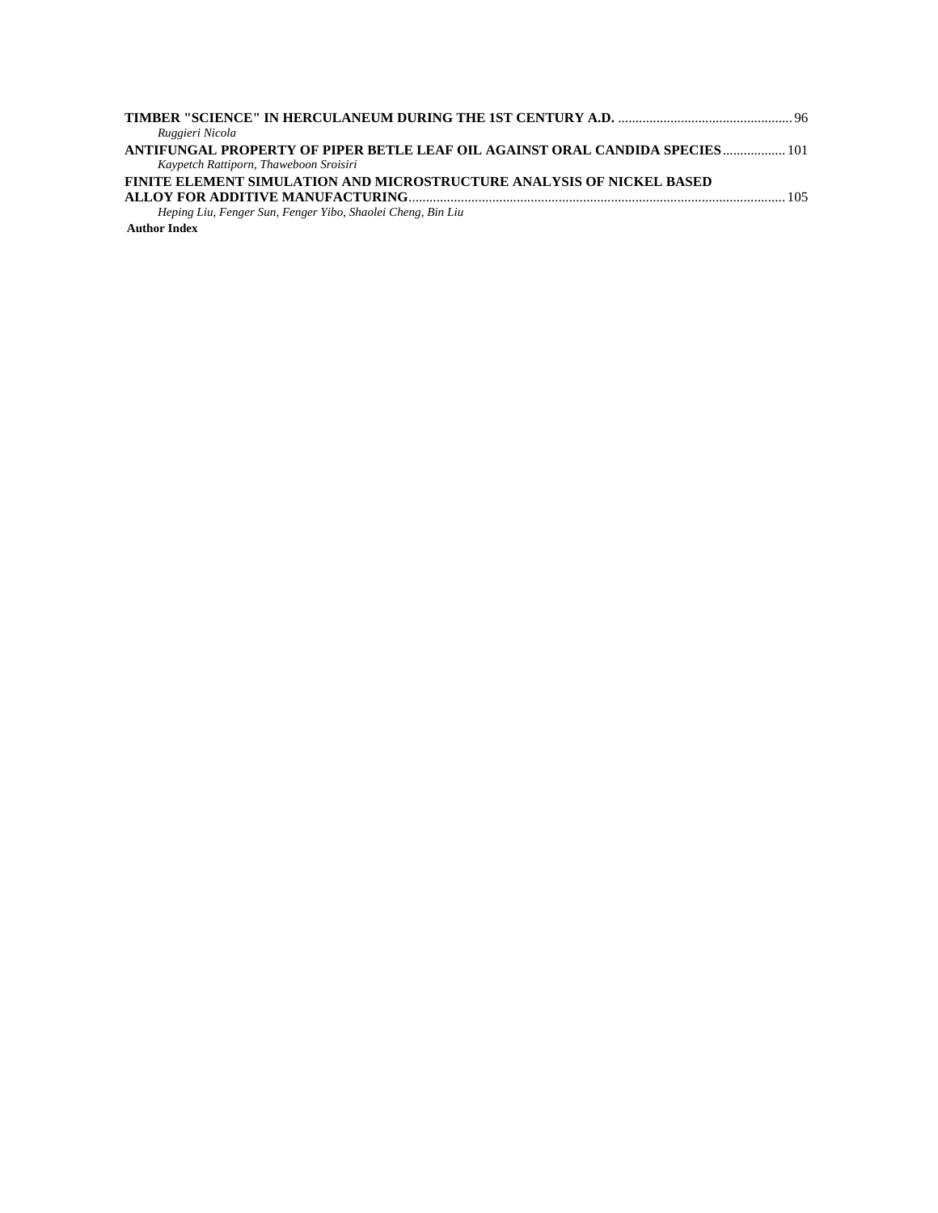**TIMBER "SCIENCE" IN HERCULANEUM DURING THE 1ST CENTURY A.D.** ................................................. 96
*Ruggieri Nicola*

**ANTIFUNGAL PROPERTY OF PIPER BETLE LEAF OIL AGAINST ORAL CANDIDA SPECIES**.................. 101
*Kaypetch Rattiporn, Thaweboon Sroisiri*

**FINITE ELEMENT SIMULATION AND MICROSTRUCTURE ANALYSIS OF NICKEL BASED ALLOY FOR ADDITIVE MANUFACTURING**.......................................................................................................... 105
*Heping Liu, Fenger Sun, Fenger Yibo, Shaolei Cheng, Bin Liu*

**Author Index**